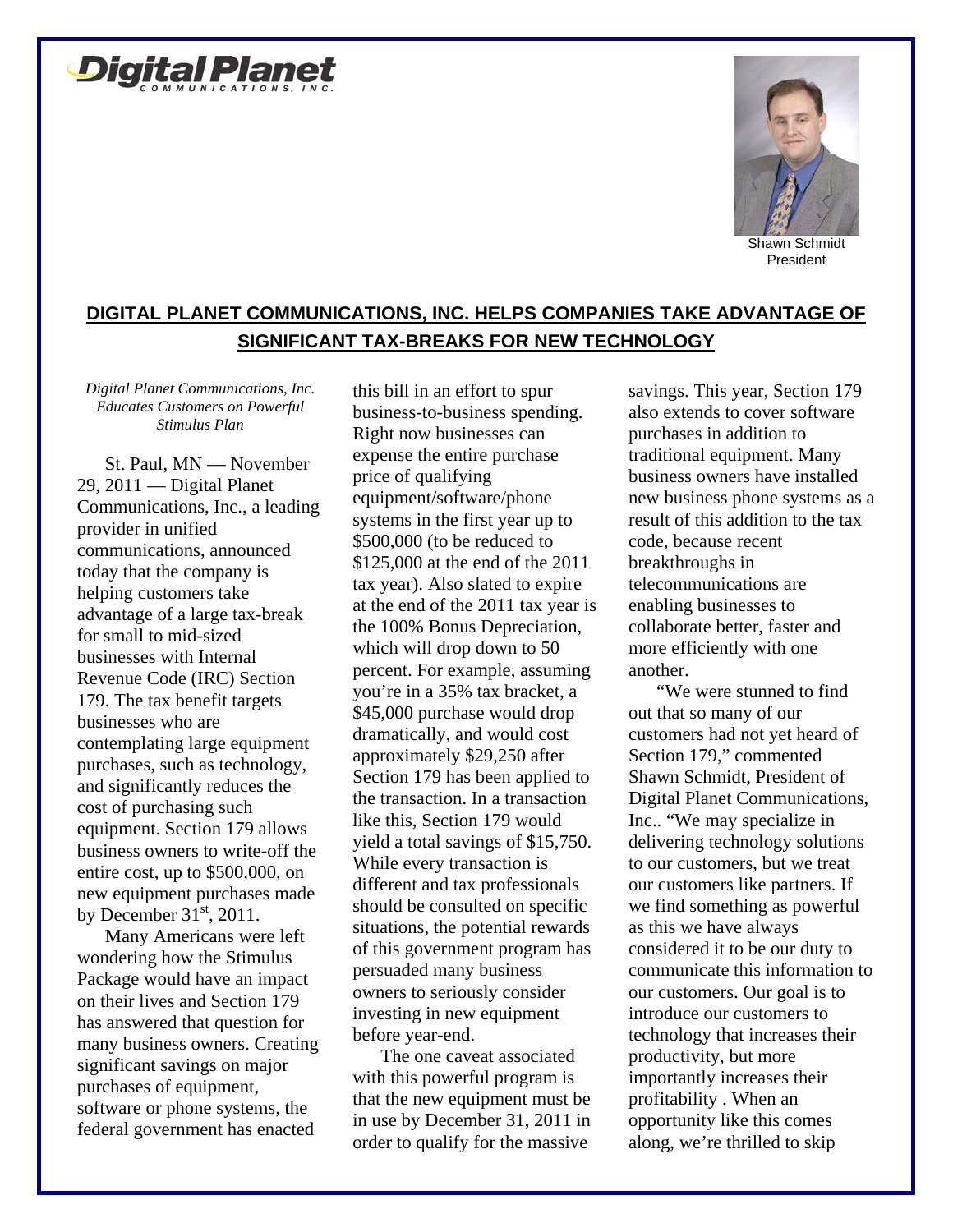Digital Planet COMMUNICATIONS, INC.

Shawn Schmidt
President

## DIGITAL PLANET COMMUNICATIONS, INC. HELPS COMPANIES TAKE ADVANTAGE OF SIGNIFICANT TAX-BREAKS FOR NEW TECHNOLOGY

*Digital Planet Communications, Inc. Educates Customers on Powerful Stimulus Plan*

St. Paul, MN — November 29, 2011 — Digital Planet Communications, Inc., a leading provider in unified communications, announced today that the company is helping customers take advantage of a large tax-break for small to mid-sized businesses with Internal Revenue Code (IRC) Section 179. The tax benefit targets businesses who are contemplating large equipment purchases, such as technology, and significantly reduces the cost of purchasing such equipment. Section 179 allows business owners to write-off the entire cost, up to $500,000, on new equipment purchases made by December 31st, 2011.

Many Americans were left wondering how the Stimulus Package would have an impact on their lives and Section 179 has answered that question for many business owners. Creating significant savings on major purchases of equipment, software or phone systems, the federal government has enacted this bill in an effort to spur business-to-business spending. Right now businesses can expense the entire purchase price of qualifying equipment/software/phone systems in the first year up to $500,000 (to be reduced to $125,000 at the end of the 2011 tax year). Also slated to expire at the end of the 2011 tax year is the 100% Bonus Depreciation, which will drop down to 50 percent. For example, assuming you're in a 35% tax bracket, a $45,000 purchase would drop dramatically, and would cost approximately $29,250 after Section 179 has been applied to the transaction. In a transaction like this, Section 179 would yield a total savings of $15,750. While every transaction is different and tax professionals should be consulted on specific situations, the potential rewards of this government program has persuaded many business owners to seriously consider investing in new equipment before year-end.

The one caveat associated with this powerful program is that the new equipment must be in use by December 31, 2011 in order to qualify for the massive savings. This year, Section 179 also extends to cover software purchases in addition to traditional equipment. Many business owners have installed new business phone systems as a result of this addition to the tax code, because recent breakthroughs in telecommunications are enabling businesses to collaborate better, faster and more efficiently with one another.

"We were stunned to find out that so many of our customers had not yet heard of Section 179," commented Shawn Schmidt, President of Digital Planet Communications, Inc.. "We may specialize in delivering technology solutions to our customers, but we treat our customers like partners. If we find something as powerful as this we have always considered it to be our duty to communicate this information to our customers. Our goal is to introduce our customers to technology that increases their productivity, but more importantly increases their profitability . When an opportunity like this comes along, we're thrilled to skip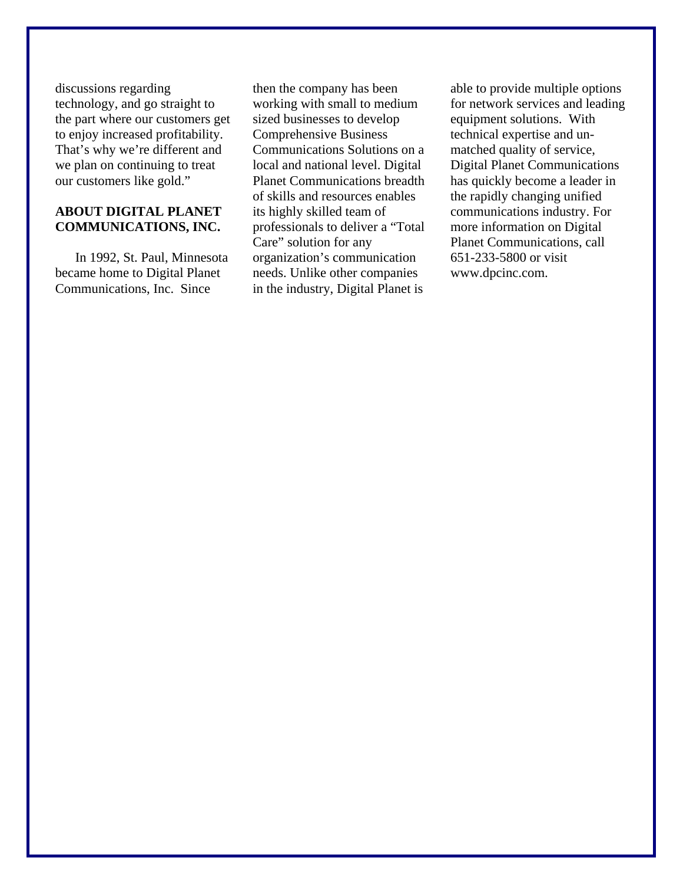discussions regarding technology, and go straight to the part where our customers get to enjoy increased profitability. That's why we're different and we plan on continuing to treat our customers like gold."

**ABOUT DIGITAL PLANET COMMUNICATIONS, INC.**

In 1992, St. Paul, Minnesota became home to Digital Planet Communications, Inc. Since then the company has been working with small to medium sized businesses to develop Comprehensive Business Communications Solutions on a local and national level. Digital Planet Communications breadth of skills and resources enables its highly skilled team of professionals to deliver a "Total Care" solution for any organization's communication needs. Unlike other companies in the industry, Digital Planet is able to provide multiple options for network services and leading equipment solutions. With technical expertise and un-matched quality of service, Digital Planet Communications has quickly become a leader in the rapidly changing unified communications industry. For more information on Digital Planet Communications, call 651-233-5800 or visit www.dpcinc.com.